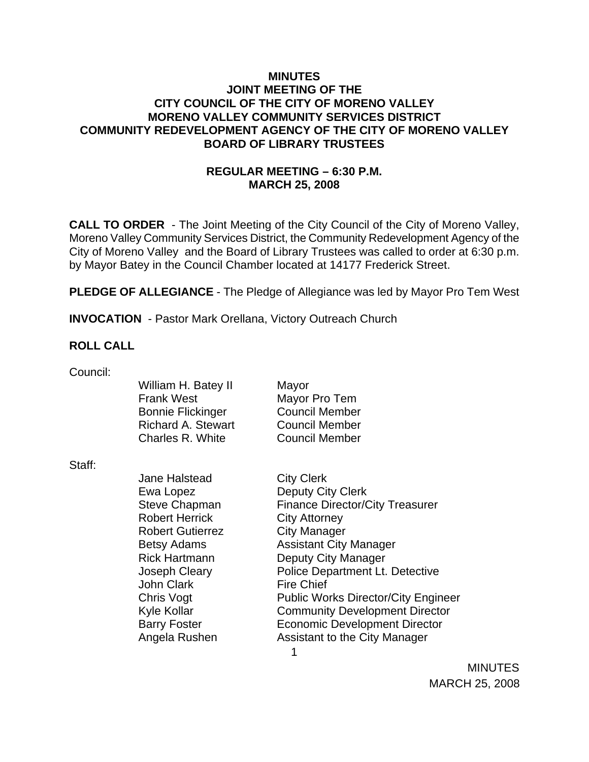**MINUTES**
**JOINT MEETING OF THE**
**CITY COUNCIL OF THE CITY OF MORENO VALLEY**
**MORENO VALLEY COMMUNITY SERVICES DISTRICT**
**COMMUNITY REDEVELOPMENT AGENCY OF THE CITY OF MORENO VALLEY**
**BOARD OF LIBRARY TRUSTEES**

**REGULAR MEETING – 6:30 P.M.**
**MARCH 25, 2008**

**CALL TO ORDER** - The Joint Meeting of the City Council of the City of Moreno Valley, Moreno Valley Community Services District, the Community Redevelopment Agency of the City of Moreno Valley and the Board of Library Trustees was called to order at 6:30 p.m. by Mayor Batey in the Council Chamber located at 14177 Frederick Street.

**PLEDGE OF ALLEGIANCE** - The Pledge of Allegiance was led by Mayor Pro Tem West

**INVOCATION** - Pastor Mark Orellana, Victory Outreach Church

**ROLL CALL**

Council:

| | |
|---|---|
| William H. Batey II | Mayor |
| Frank West | Mayor Pro Tem |
| Bonnie Flickinger | Council Member |
| Richard A. Stewart | Council Member |
| Charles R. White | Council Member |

Staff:

| | |
|---|---|
| Jane Halstead | City Clerk |
| Ewa Lopez | Deputy City Clerk |
| Steve Chapman | Finance Director/City Treasurer |
| Robert Herrick | City Attorney |
| Robert Gutierrez | City Manager |
| Betsy Adams | Assistant City Manager |
| Rick Hartmann | Deputy City Manager |
| Joseph Cleary | Police Department Lt. Detective |
| John Clark | Fire Chief |
| Chris Vogt | Public Works Director/City Engineer |
| Kyle Kollar | Community Development Director |
| Barry Foster | Economic Development Director |
| Angela Rushen | Assistant to the City Manager |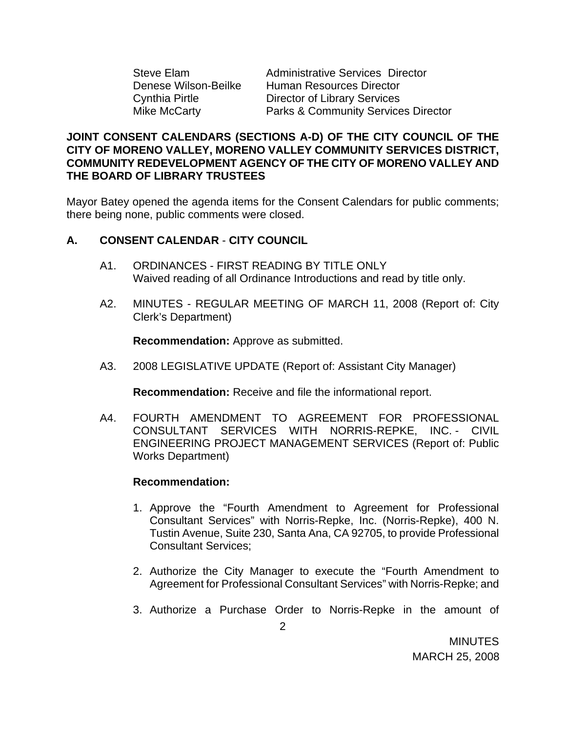| | |
|---|---|
| Steve Elam | Administrative Services Director |
| Denese Wilson-Beilke | Human Resources Director |
| Cynthia Pirtle | Director of Library Services |
| Mike McCarty | Parks & Community Services Director |

**JOINT CONSENT CALENDARS (SECTIONS A-D) OF THE CITY COUNCIL OF THE CITY OF MORENO VALLEY, MORENO VALLEY COMMUNITY SERVICES DISTRICT, COMMUNITY REDEVELOPMENT AGENCY OF THE CITY OF MORENO VALLEY AND THE BOARD OF LIBRARY TRUSTEES**

Mayor Batey opened the agenda items for the Consent Calendars for public comments; there being none, public comments were closed.

**A. CONSENT CALENDAR - CITY COUNCIL**

A1. ORDINANCES - FIRST READING BY TITLE ONLY
Waived reading of all Ordinance Introductions and read by title only.

A2. MINUTES - REGULAR MEETING OF MARCH 11, 2008 (Report of: City Clerk's Department)

**Recommendation:** Approve as submitted.

A3. 2008 LEGISLATIVE UPDATE (Report of: Assistant City Manager)

**Recommendation:** Receive and file the informational report.

A4. FOURTH AMENDMENT TO AGREEMENT FOR PROFESSIONAL CONSULTANT SERVICES WITH NORRIS-REPKE, INC. - CIVIL ENGINEERING PROJECT MANAGEMENT SERVICES (Report of: Public Works Department)

**Recommendation:**

1. Approve the "Fourth Amendment to Agreement for Professional Consultant Services" with Norris-Repke, Inc. (Norris-Repke), 400 N. Tustin Avenue, Suite 230, Santa Ana, CA 92705, to provide Professional Consultant Services;

2. Authorize the City Manager to execute the "Fourth Amendment to Agreement for Professional Consultant Services" with Norris-Repke; and

3. Authorize a Purchase Order to Norris-Repke in the amount of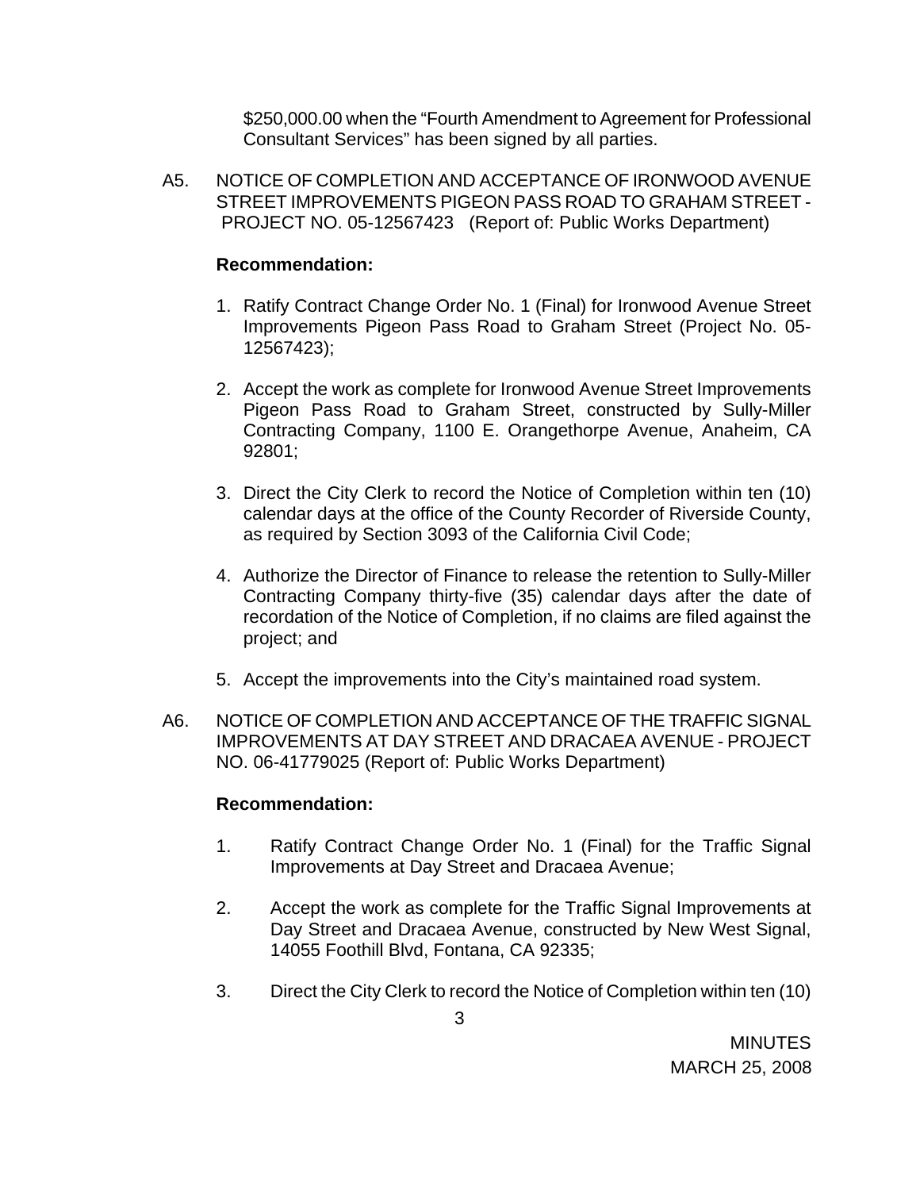$250,000.00 when the “Fourth Amendment to Agreement for Professional Consultant Services” has been signed by all parties.

A5. NOTICE OF COMPLETION AND ACCEPTANCE OF IRONWOOD AVENUE STREET IMPROVEMENTS PIGEON PASS ROAD TO GRAHAM STREET - PROJECT NO. 05-12567423 (Report of: Public Works Department)

**Recommendation:**

1. Ratify Contract Change Order No. 1 (Final) for Ironwood Avenue Street Improvements Pigeon Pass Road to Graham Street (Project No. 05-12567423);

2. Accept the work as complete for Ironwood Avenue Street Improvements Pigeon Pass Road to Graham Street, constructed by Sully-Miller Contracting Company, 1100 E. Orangethorpe Avenue, Anaheim, CA 92801;

3. Direct the City Clerk to record the Notice of Completion within ten (10) calendar days at the office of the County Recorder of Riverside County, as required by Section 3093 of the California Civil Code;

4. Authorize the Director of Finance to release the retention to Sully-Miller Contracting Company thirty-five (35) calendar days after the date of recordation of the Notice of Completion, if no claims are filed against the project; and

5. Accept the improvements into the City’s maintained road system.

A6. NOTICE OF COMPLETION AND ACCEPTANCE OF THE TRAFFIC SIGNAL IMPROVEMENTS AT DAY STREET AND DRACAEA AVENUE - PROJECT NO. 06-41779025 (Report of: Public Works Department)

**Recommendation:**

1. Ratify Contract Change Order No. 1 (Final) for the Traffic Signal Improvements at Day Street and Dracaea Avenue;

2. Accept the work as complete for the Traffic Signal Improvements at Day Street and Dracaea Avenue, constructed by New West Signal, 14055 Foothill Blvd, Fontana, CA 92335;

3. Direct the City Clerk to record the Notice of Completion within ten (10)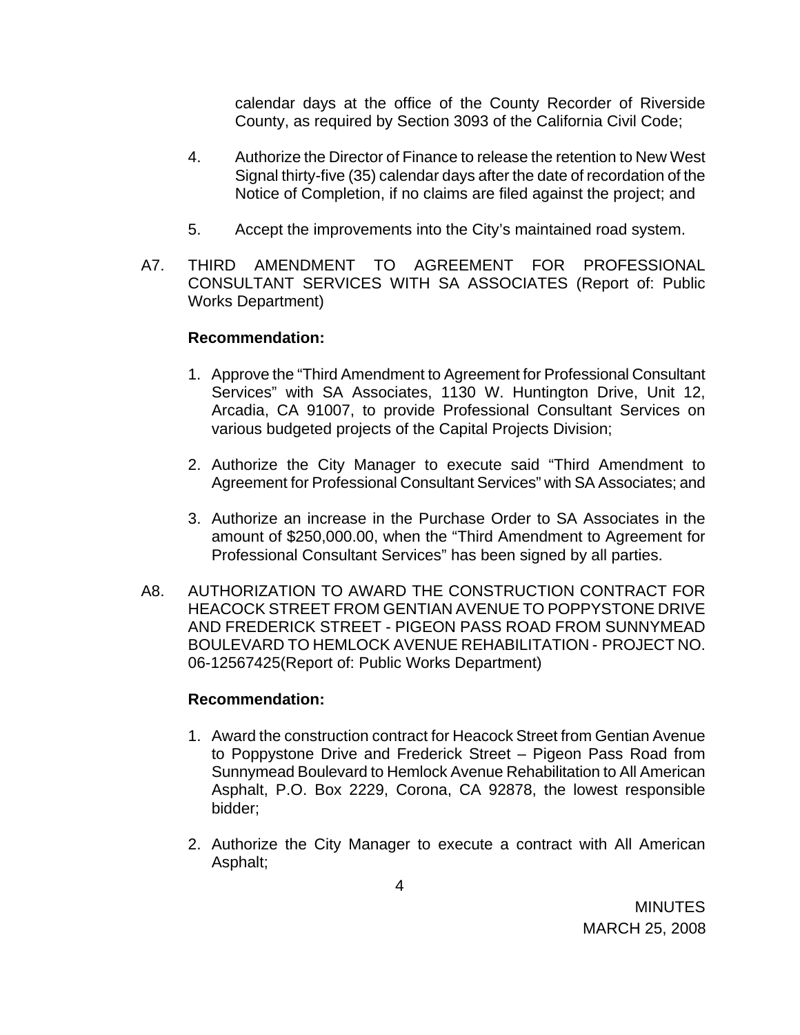calendar days at the office of the County Recorder of Riverside County, as required by Section 3093 of the California Civil Code;

4. Authorize the Director of Finance to release the retention to New West Signal thirty-five (35) calendar days after the date of recordation of the Notice of Completion, if no claims are filed against the project; and

5. Accept the improvements into the City's maintained road system.

A7. THIRD AMENDMENT TO AGREEMENT FOR PROFESSIONAL CONSULTANT SERVICES WITH SA ASSOCIATES (Report of: Public Works Department)

**Recommendation:**

1. Approve the "Third Amendment to Agreement for Professional Consultant Services" with SA Associates, 1130 W. Huntington Drive, Unit 12, Arcadia, CA 91007, to provide Professional Consultant Services on various budgeted projects of the Capital Projects Division;

2. Authorize the City Manager to execute said "Third Amendment to Agreement for Professional Consultant Services" with SA Associates; and

3. Authorize an increase in the Purchase Order to SA Associates in the amount of $250,000.00, when the "Third Amendment to Agreement for Professional Consultant Services" has been signed by all parties.

A8. AUTHORIZATION TO AWARD THE CONSTRUCTION CONTRACT FOR HEACOCK STREET FROM GENTIAN AVENUE TO POPPYSTONE DRIVE AND FREDERICK STREET - PIGEON PASS ROAD FROM SUNNYMEAD BOULEVARD TO HEMLOCK AVENUE REHABILITATION - PROJECT NO. 06-12567425(Report of: Public Works Department)

**Recommendation:**

1. Award the construction contract for Heacock Street from Gentian Avenue to Poppystone Drive and Frederick Street – Pigeon Pass Road from Sunnymead Boulevard to Hemlock Avenue Rehabilitation to All American Asphalt, P.O. Box 2229, Corona, CA 92878, the lowest responsible bidder;

2. Authorize the City Manager to execute a contract with All American Asphalt;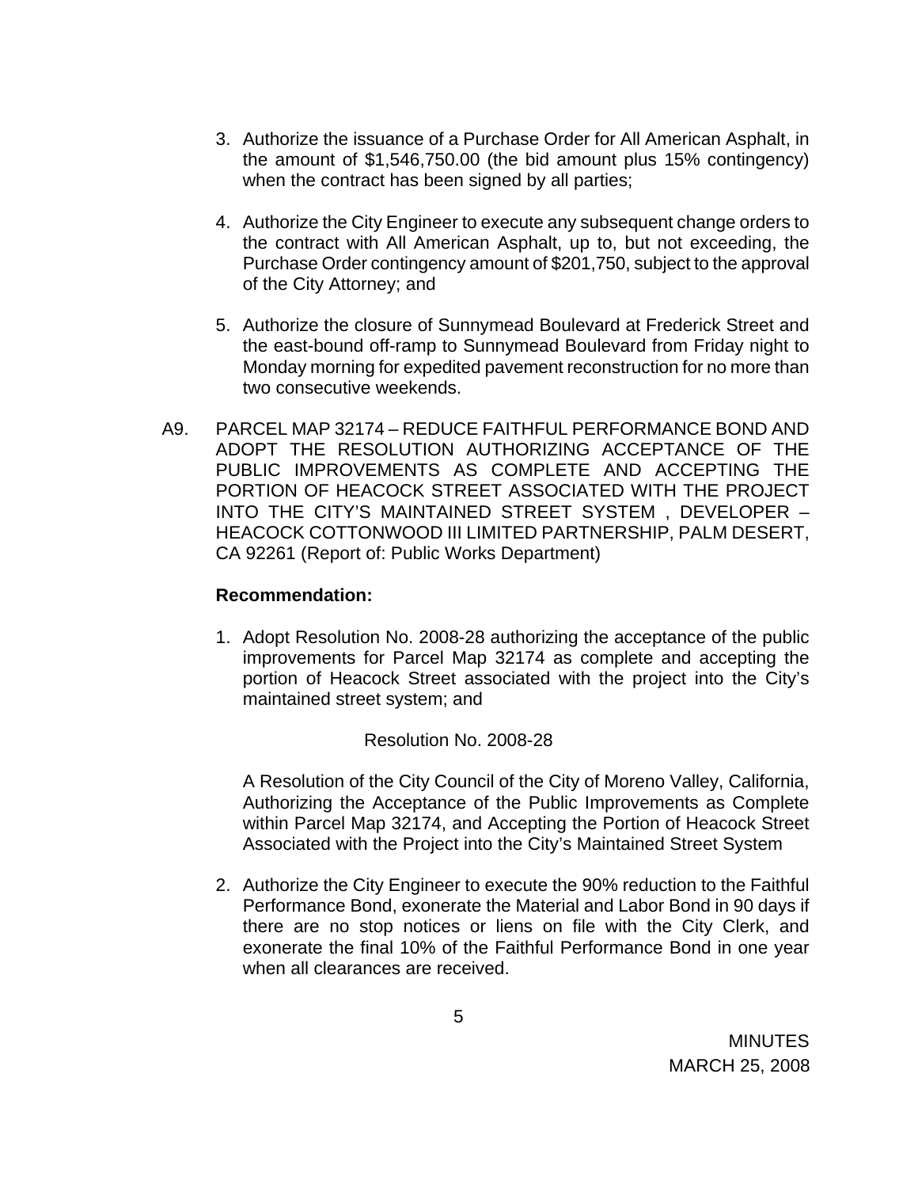3. Authorize the issuance of a Purchase Order for All American Asphalt, in the amount of $1,546,750.00 (the bid amount plus 15% contingency) when the contract has been signed by all parties;

4. Authorize the City Engineer to execute any subsequent change orders to the contract with All American Asphalt, up to, but not exceeding, the Purchase Order contingency amount of $201,750, subject to the approval of the City Attorney; and

5. Authorize the closure of Sunnymead Boulevard at Frederick Street and the east-bound off-ramp to Sunnymead Boulevard from Friday night to Monday morning for expedited pavement reconstruction for no more than two consecutive weekends.

A9. PARCEL MAP 32174 – REDUCE FAITHFUL PERFORMANCE BOND AND ADOPT THE RESOLUTION AUTHORIZING ACCEPTANCE OF THE PUBLIC IMPROVEMENTS AS COMPLETE AND ACCEPTING THE PORTION OF HEACOCK STREET ASSOCIATED WITH THE PROJECT INTO THE CITY'S MAINTAINED STREET SYSTEM , DEVELOPER – HEACOCK COTTONWOOD III LIMITED PARTNERSHIP, PALM DESERT, CA 92261 (Report of: Public Works Department)

**Recommendation:**

1. Adopt Resolution No. 2008-28 authorizing the acceptance of the public improvements for Parcel Map 32174 as complete and accepting the portion of Heacock Street associated with the project into the City's maintained street system; and

   Resolution No. 2008-28

   A Resolution of the City Council of the City of Moreno Valley, California, Authorizing the Acceptance of the Public Improvements as Complete within Parcel Map 32174, and Accepting the Portion of Heacock Street Associated with the Project into the City's Maintained Street System

2. Authorize the City Engineer to execute the 90% reduction to the Faithful Performance Bond, exonerate the Material and Labor Bond in 90 days if there are no stop notices or liens on file with the City Clerk, and exonerate the final 10% of the Faithful Performance Bond in one year when all clearances are received.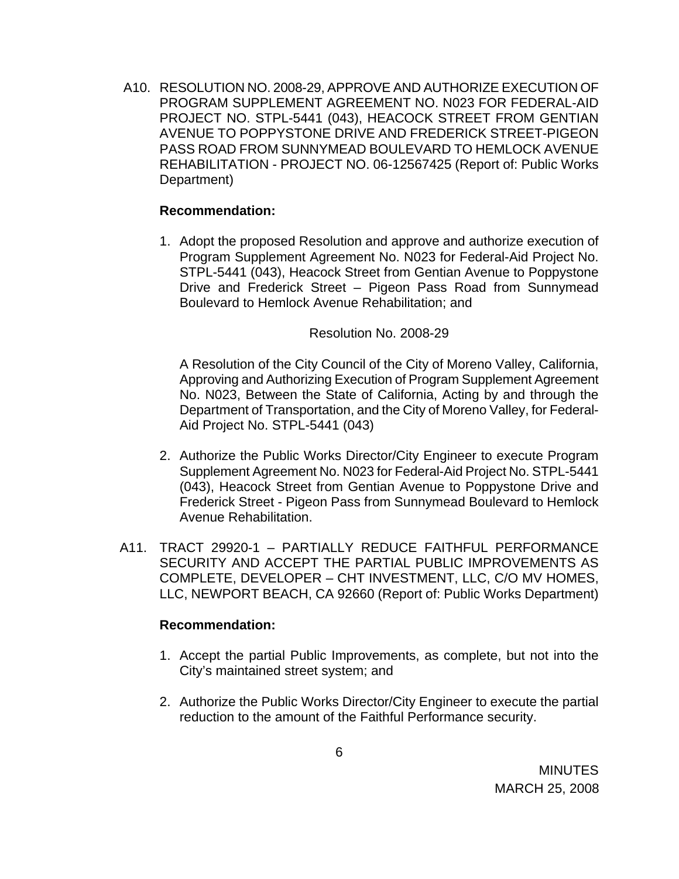A10. RESOLUTION NO. 2008-29, APPROVE AND AUTHORIZE EXECUTION OF PROGRAM SUPPLEMENT AGREEMENT NO. N023 FOR FEDERAL-AID PROJECT NO. STPL-5441 (043), HEACOCK STREET FROM GENTIAN AVENUE TO POPPYSTONE DRIVE AND FREDERICK STREET-PIGEON PASS ROAD FROM SUNNYMEAD BOULEVARD TO HEMLOCK AVENUE REHABILITATION - PROJECT NO. 06-12567425 (Report of: Public Works Department)

**Recommendation:**

1. Adopt the proposed Resolution and approve and authorize execution of Program Supplement Agreement No. N023 for Federal-Aid Project No. STPL-5441 (043), Heacock Street from Gentian Avenue to Poppystone Drive and Frederick Street – Pigeon Pass Road from Sunnymead Boulevard to Hemlock Avenue Rehabilitation; and

   Resolution No. 2008-29

   A Resolution of the City Council of the City of Moreno Valley, California, Approving and Authorizing Execution of Program Supplement Agreement No. N023, Between the State of California, Acting by and through the Department of Transportation, and the City of Moreno Valley, for Federal-Aid Project No. STPL-5441 (043)

2. Authorize the Public Works Director/City Engineer to execute Program Supplement Agreement No. N023 for Federal-Aid Project No. STPL-5441 (043), Heacock Street from Gentian Avenue to Poppystone Drive and Frederick Street - Pigeon Pass from Sunnymead Boulevard to Hemlock Avenue Rehabilitation.

A11. TRACT 29920-1 – PARTIALLY REDUCE FAITHFUL PERFORMANCE SECURITY AND ACCEPT THE PARTIAL PUBLIC IMPROVEMENTS AS COMPLETE, DEVELOPER – CHT INVESTMENT, LLC, C/O MV HOMES, LLC, NEWPORT BEACH, CA 92660 (Report of: Public Works Department)

**Recommendation:**

1. Accept the partial Public Improvements, as complete, but not into the City's maintained street system; and

2. Authorize the Public Works Director/City Engineer to execute the partial reduction to the amount of the Faithful Performance security.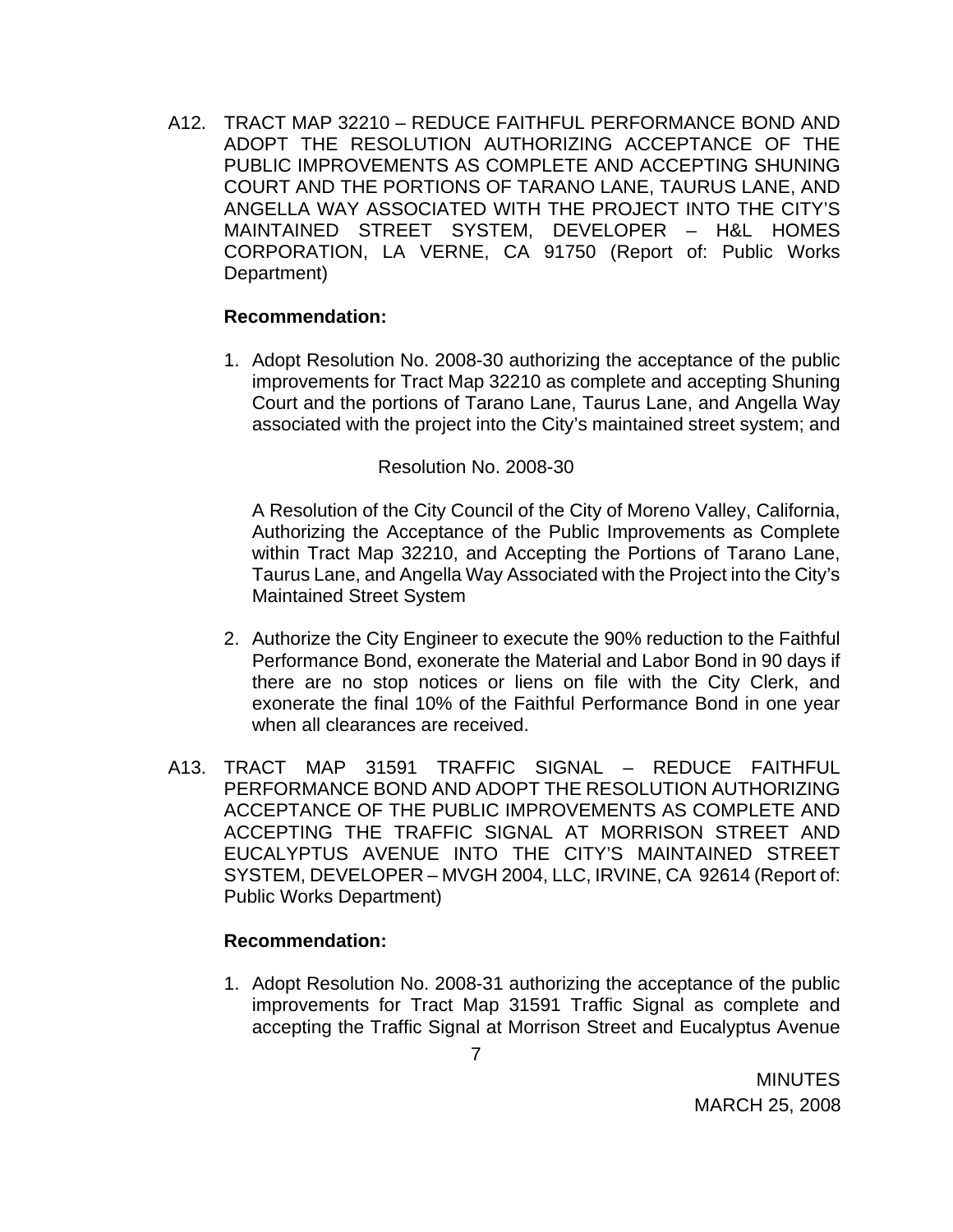A12. TRACT MAP 32210 – REDUCE FAITHFUL PERFORMANCE BOND AND ADOPT THE RESOLUTION AUTHORIZING ACCEPTANCE OF THE PUBLIC IMPROVEMENTS AS COMPLETE AND ACCEPTING SHUNING COURT AND THE PORTIONS OF TARANO LANE, TAURUS LANE, AND ANGELLA WAY ASSOCIATED WITH THE PROJECT INTO THE CITY'S MAINTAINED STREET SYSTEM, DEVELOPER – H&L HOMES CORPORATION, LA VERNE, CA 91750 (Report of: Public Works Department)

**Recommendation:**

1. Adopt Resolution No. 2008-30 authorizing the acceptance of the public improvements for Tract Map 32210 as complete and accepting Shuning Court and the portions of Tarano Lane, Taurus Lane, and Angella Way associated with the project into the City's maintained street system; and

   Resolution No. 2008-30

   A Resolution of the City Council of the City of Moreno Valley, California, Authorizing the Acceptance of the Public Improvements as Complete within Tract Map 32210, and Accepting the Portions of Tarano Lane, Taurus Lane, and Angella Way Associated with the Project into the City's Maintained Street System

2. Authorize the City Engineer to execute the 90% reduction to the Faithful Performance Bond, exonerate the Material and Labor Bond in 90 days if there are no stop notices or liens on file with the City Clerk, and exonerate the final 10% of the Faithful Performance Bond in one year when all clearances are received.

A13. TRACT MAP 31591 TRAFFIC SIGNAL – REDUCE FAITHFUL PERFORMANCE BOND AND ADOPT THE RESOLUTION AUTHORIZING ACCEPTANCE OF THE PUBLIC IMPROVEMENTS AS COMPLETE AND ACCEPTING THE TRAFFIC SIGNAL AT MORRISON STREET AND EUCALYPTUS AVENUE INTO THE CITY'S MAINTAINED STREET SYSTEM, DEVELOPER – MVGH 2004, LLC, IRVINE, CA 92614 (Report of: Public Works Department)

**Recommendation:**

1. Adopt Resolution No. 2008-31 authorizing the acceptance of the public improvements for Tract Map 31591 Traffic Signal as complete and accepting the Traffic Signal at Morrison Street and Eucalyptus Avenue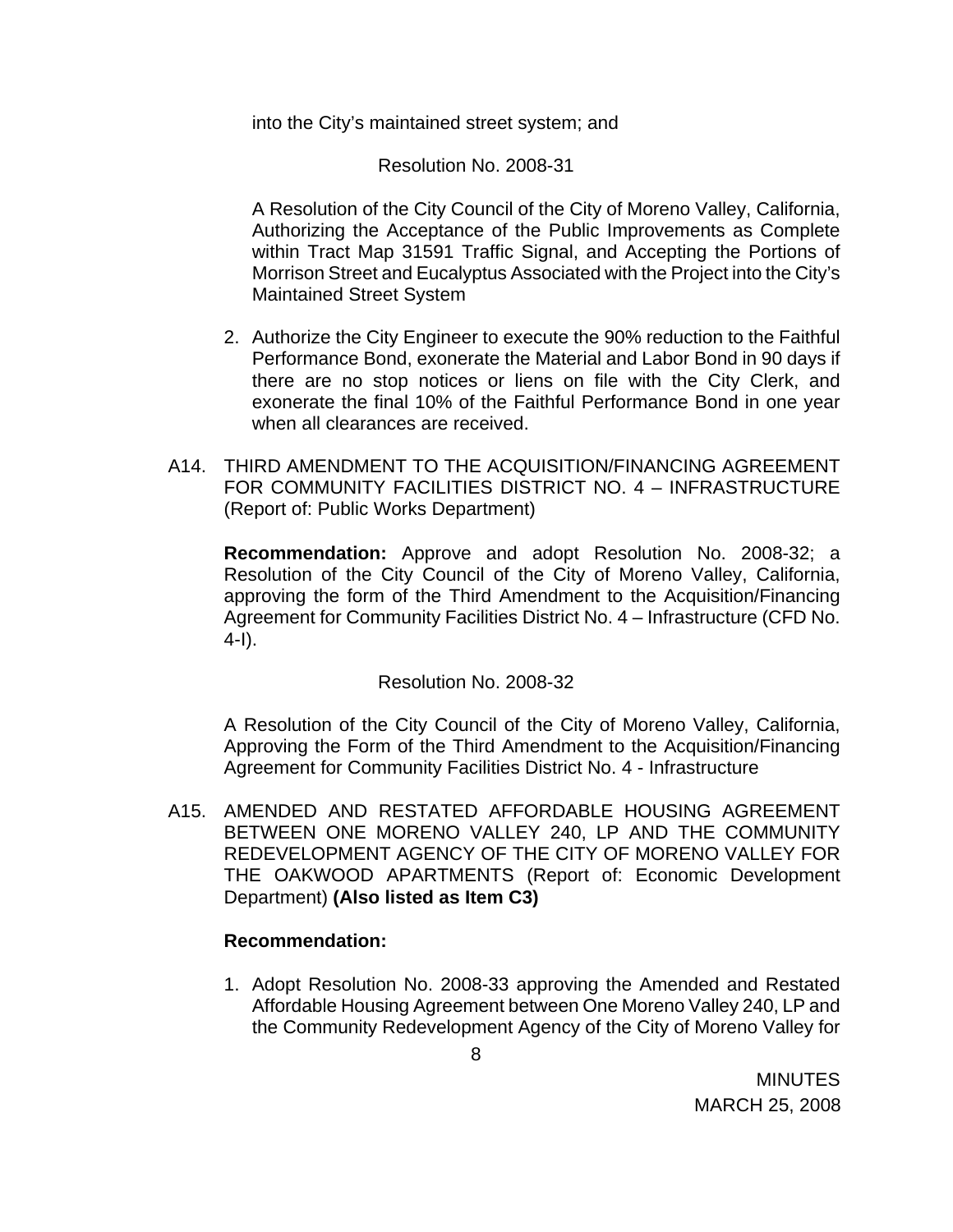into the City's maintained street system; and

Resolution No. 2008-31

A Resolution of the City Council of the City of Moreno Valley, California, Authorizing the Acceptance of the Public Improvements as Complete within Tract Map 31591 Traffic Signal, and Accepting the Portions of Morrison Street and Eucalyptus Associated with the Project into the City's Maintained Street System

2. Authorize the City Engineer to execute the 90% reduction to the Faithful Performance Bond, exonerate the Material and Labor Bond in 90 days if there are no stop notices or liens on file with the City Clerk, and exonerate the final 10% of the Faithful Performance Bond in one year when all clearances are received.

A14. THIRD AMENDMENT TO THE ACQUISITION/FINANCING AGREEMENT FOR COMMUNITY FACILITIES DISTRICT NO. 4 – INFRASTRUCTURE (Report of: Public Works Department)

**Recommendation:** Approve and adopt Resolution No. 2008-32; a Resolution of the City Council of the City of Moreno Valley, California, approving the form of the Third Amendment to the Acquisition/Financing Agreement for Community Facilities District No. 4 – Infrastructure (CFD No. 4-I).

Resolution No. 2008-32

A Resolution of the City Council of the City of Moreno Valley, California, Approving the Form of the Third Amendment to the Acquisition/Financing Agreement for Community Facilities District No. 4 - Infrastructure

A15. AMENDED AND RESTATED AFFORDABLE HOUSING AGREEMENT BETWEEN ONE MORENO VALLEY 240, LP AND THE COMMUNITY REDEVELOPMENT AGENCY OF THE CITY OF MORENO VALLEY FOR THE OAKWOOD APARTMENTS (Report of: Economic Development Department) **(Also listed as Item C3)**

**Recommendation:**

1. Adopt Resolution No. 2008-33 approving the Amended and Restated Affordable Housing Agreement between One Moreno Valley 240, LP and the Community Redevelopment Agency of the City of Moreno Valley for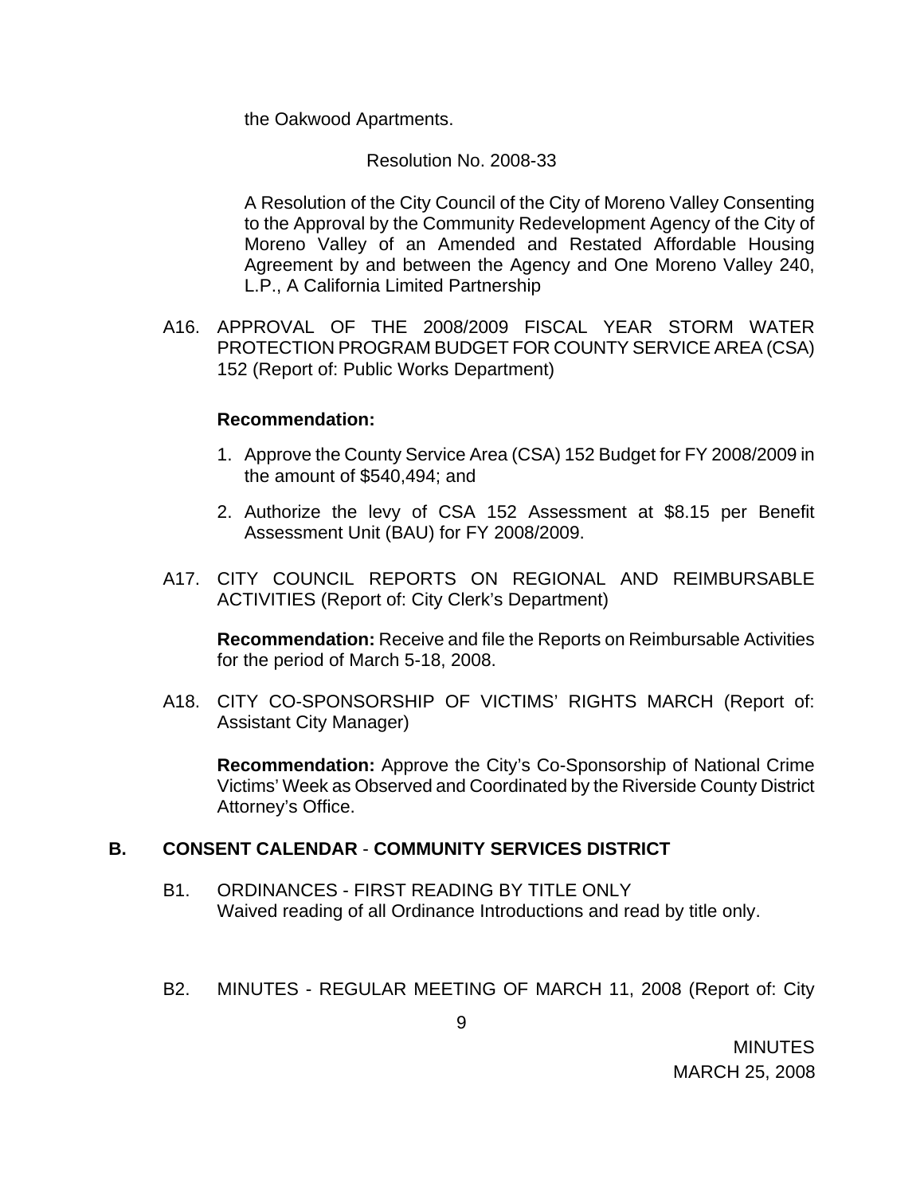the Oakwood Apartments.

Resolution No. 2008-33

A Resolution of the City Council of the City of Moreno Valley Consenting to the Approval by the Community Redevelopment Agency of the City of Moreno Valley of an Amended and Restated Affordable Housing Agreement by and between the Agency and One Moreno Valley 240, L.P., A California Limited Partnership

A16. APPROVAL OF THE 2008/2009 FISCAL YEAR STORM WATER PROTECTION PROGRAM BUDGET FOR COUNTY SERVICE AREA (CSA) 152 (Report of: Public Works Department)

**Recommendation:**

1. Approve the County Service Area (CSA) 152 Budget for FY 2008/2009 in the amount of $540,494; and
2. Authorize the levy of CSA 152 Assessment at $8.15 per Benefit Assessment Unit (BAU) for FY 2008/2009.

A17. CITY COUNCIL REPORTS ON REGIONAL AND REIMBURSABLE ACTIVITIES (Report of: City Clerk's Department)

**Recommendation:** Receive and file the Reports on Reimbursable Activities for the period of March 5-18, 2008.

A18. CITY CO-SPONSORSHIP OF VICTIMS' RIGHTS MARCH (Report of: Assistant City Manager)

**Recommendation:** Approve the City's Co-Sponsorship of National Crime Victims' Week as Observed and Coordinated by the Riverside County District Attorney's Office.

## B. CONSENT CALENDAR - COMMUNITY SERVICES DISTRICT

B1. ORDINANCES - FIRST READING BY TITLE ONLY
Waived reading of all Ordinance Introductions and read by title only.

B2. MINUTES - REGULAR MEETING OF MARCH 11, 2008 (Report of: City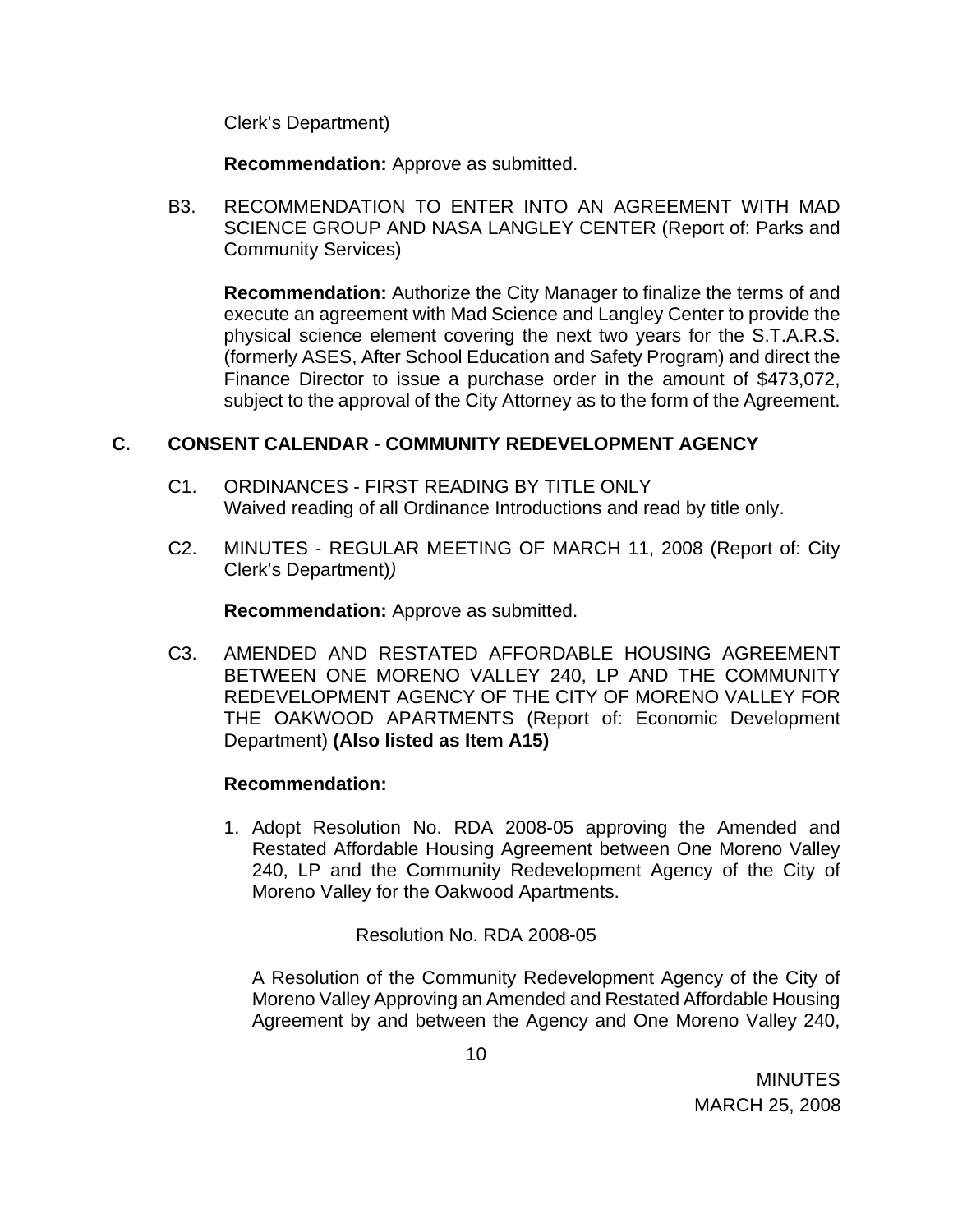Clerk's Department)

**Recommendation:** Approve as submitted.

B3. RECOMMENDATION TO ENTER INTO AN AGREEMENT WITH MAD SCIENCE GROUP AND NASA LANGLEY CENTER (Report of: Parks and Community Services)

**Recommendation:** Authorize the City Manager to finalize the terms of and execute an agreement with Mad Science and Langley Center to provide the physical science element covering the next two years for the S.T.A.R.S. (formerly ASES, After School Education and Safety Program) and direct the Finance Director to issue a purchase order in the amount of $473,072, subject to the approval of the City Attorney as to the form of the Agreement.

## C. CONSENT CALENDAR - COMMUNITY REDEVELOPMENT AGENCY

C1. ORDINANCES - FIRST READING BY TITLE ONLY
Waived reading of all Ordinance Introductions and read by title only.

C2. MINUTES - REGULAR MEETING OF MARCH 11, 2008 (Report of: City Clerk's Department)*)*

**Recommendation:** Approve as submitted.

C3. AMENDED AND RESTATED AFFORDABLE HOUSING AGREEMENT BETWEEN ONE MORENO VALLEY 240, LP AND THE COMMUNITY REDEVELOPMENT AGENCY OF THE CITY OF MORENO VALLEY FOR THE OAKWOOD APARTMENTS (Report of: Economic Development Department) **(Also listed as Item A15)**

**Recommendation:**

1. Adopt Resolution No. RDA 2008-05 approving the Amended and Restated Affordable Housing Agreement between One Moreno Valley 240, LP and the Community Redevelopment Agency of the City of Moreno Valley for the Oakwood Apartments.

Resolution No. RDA 2008-05

A Resolution of the Community Redevelopment Agency of the City of Moreno Valley Approving an Amended and Restated Affordable Housing Agreement by and between the Agency and One Moreno Valley 240,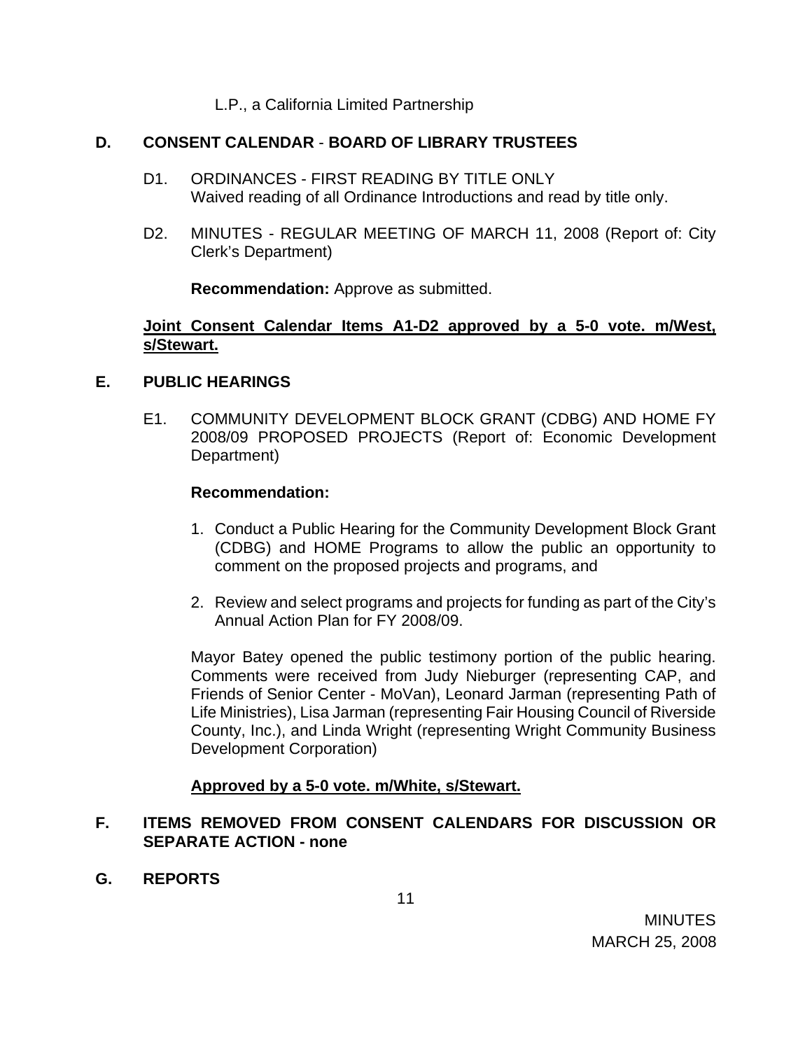L.P., a California Limited Partnership

## D. CONSENT CALENDAR - BOARD OF LIBRARY TRUSTEES

D1. ORDINANCES - FIRST READING BY TITLE ONLY
Waived reading of all Ordinance Introductions and read by title only.

D2. MINUTES - REGULAR MEETING OF MARCH 11, 2008 (Report of: City Clerk's Department)

**Recommendation:** Approve as submitted.

**Joint Consent Calendar Items A1-D2 approved by a 5-0 vote. m/West, s/Stewart.**

## E. PUBLIC HEARINGS

E1. COMMUNITY DEVELOPMENT BLOCK GRANT (CDBG) AND HOME FY 2008/09 PROPOSED PROJECTS (Report of: Economic Development Department)

**Recommendation:**

1. Conduct a Public Hearing for the Community Development Block Grant (CDBG) and HOME Programs to allow the public an opportunity to comment on the proposed projects and programs, and
2. Review and select programs and projects for funding as part of the City's Annual Action Plan for FY 2008/09.

Mayor Batey opened the public testimony portion of the public hearing. Comments were received from Judy Nieburger (representing CAP, and Friends of Senior Center - MoVan), Leonard Jarman (representing Path of Life Ministries), Lisa Jarman (representing Fair Housing Council of Riverside County, Inc.), and Linda Wright (representing Wright Community Business Development Corporation)

**Approved by a 5-0 vote. m/White, s/Stewart.**

## F. ITEMS REMOVED FROM CONSENT CALENDARS FOR DISCUSSION OR SEPARATE ACTION - none

## G. REPORTS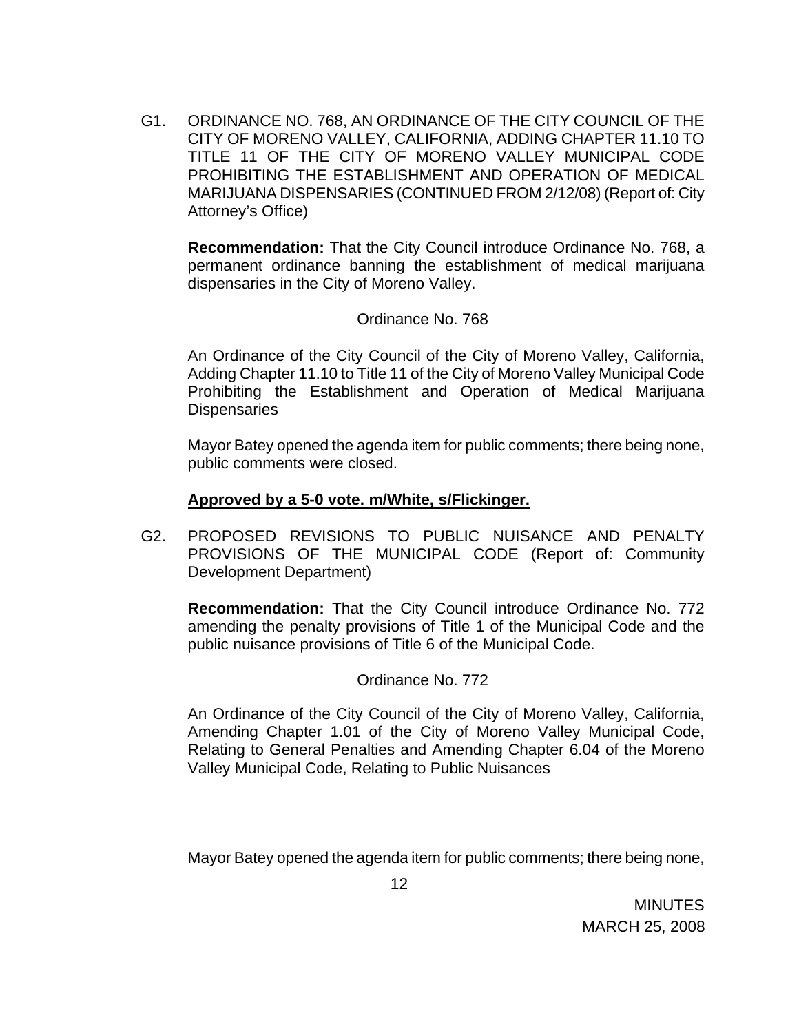G1. ORDINANCE NO. 768, AN ORDINANCE OF THE CITY COUNCIL OF THE CITY OF MORENO VALLEY, CALIFORNIA, ADDING CHAPTER 11.10 TO TITLE 11 OF THE CITY OF MORENO VALLEY MUNICIPAL CODE PROHIBITING THE ESTABLISHMENT AND OPERATION OF MEDICAL MARIJUANA DISPENSARIES (CONTINUED FROM 2/12/08) (Report of: City Attorney's Office)

**Recommendation:** That the City Council introduce Ordinance No. 768, a permanent ordinance banning the establishment of medical marijuana dispensaries in the City of Moreno Valley.

Ordinance No. 768

An Ordinance of the City Council of the City of Moreno Valley, California, Adding Chapter 11.10 to Title 11 of the City of Moreno Valley Municipal Code Prohibiting the Establishment and Operation of Medical Marijuana Dispensaries

Mayor Batey opened the agenda item for public comments; there being none, public comments were closed.

**Approved by a 5-0 vote. m/White, s/Flickinger.**

G2. PROPOSED REVISIONS TO PUBLIC NUISANCE AND PENALTY PROVISIONS OF THE MUNICIPAL CODE (Report of: Community Development Department)

**Recommendation:** That the City Council introduce Ordinance No. 772 amending the penalty provisions of Title 1 of the Municipal Code and the public nuisance provisions of Title 6 of the Municipal Code.

Ordinance No. 772

An Ordinance of the City Council of the City of Moreno Valley, California, Amending Chapter 1.01 of the City of Moreno Valley Municipal Code, Relating to General Penalties and Amending Chapter 6.04 of the Moreno Valley Municipal Code, Relating to Public Nuisances

Mayor Batey opened the agenda item for public comments; there being none,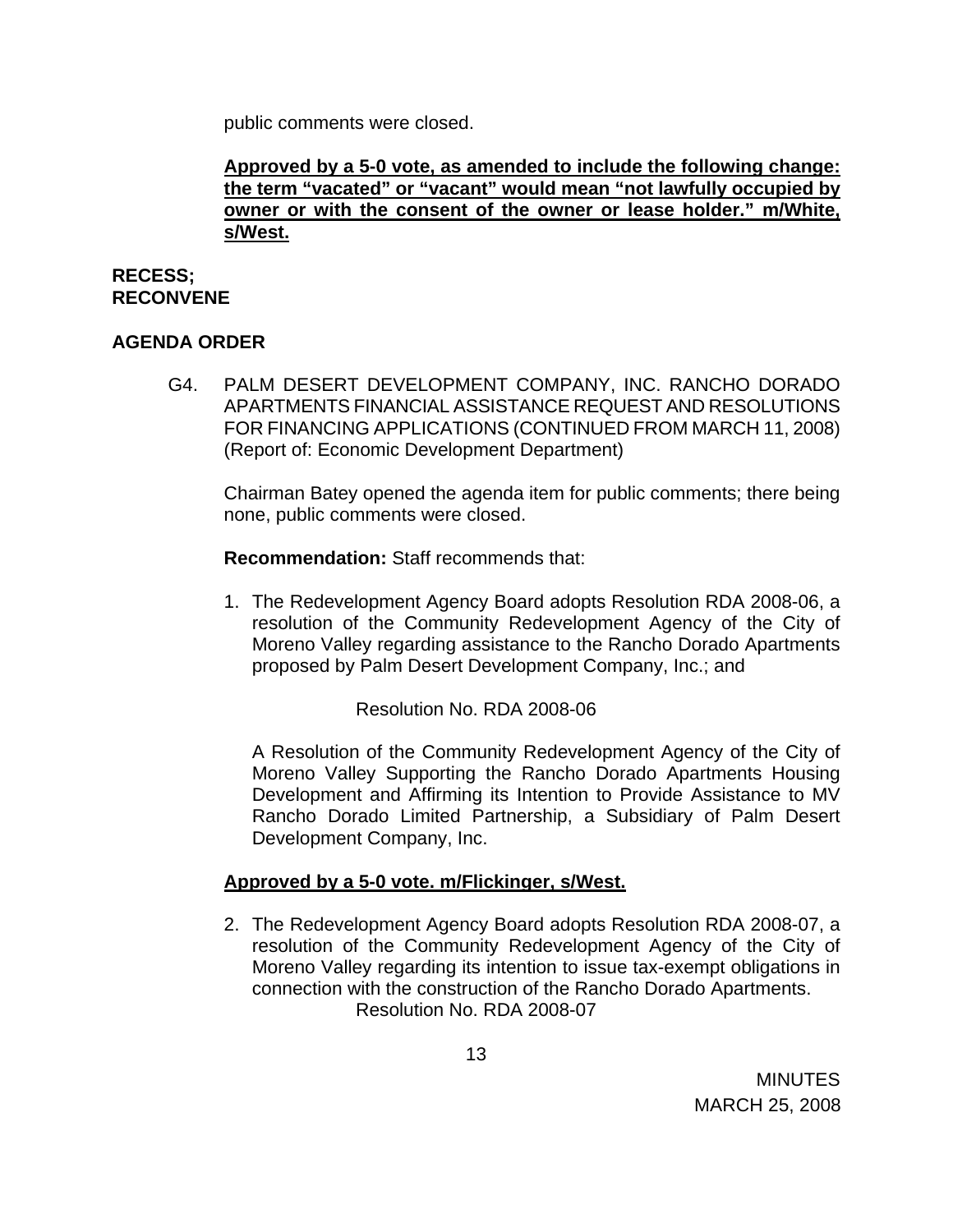public comments were closed.

**<u>Approved by a 5-0 vote, as amended to include the following change: the term "vacated" or "vacant" would mean "not lawfully occupied by owner or with the consent of the owner or lease holder." m/White, s/West.</u>**

**RECESS; RECONVENE**

**AGENDA ORDER**

G4. PALM DESERT DEVELOPMENT COMPANY, INC. RANCHO DORADO APARTMENTS FINANCIAL ASSISTANCE REQUEST AND RESOLUTIONS FOR FINANCING APPLICATIONS (CONTINUED FROM MARCH 11, 2008) (Report of: Economic Development Department)

Chairman Batey opened the agenda item for public comments; there being none, public comments were closed.

**Recommendation:** Staff recommends that:

1. The Redevelopment Agency Board adopts Resolution RDA 2008-06, a resolution of the Community Redevelopment Agency of the City of Moreno Valley regarding assistance to the Rancho Dorado Apartments proposed by Palm Desert Development Company, Inc.; and

   Resolution No. RDA 2008-06

   A Resolution of the Community Redevelopment Agency of the City of Moreno Valley Supporting the Rancho Dorado Apartments Housing Development and Affirming its Intention to Provide Assistance to MV Rancho Dorado Limited Partnership, a Subsidiary of Palm Desert Development Company, Inc.

**<u>Approved by a 5-0 vote. m/Flickinger, s/West.</u>**

2. The Redevelopment Agency Board adopts Resolution RDA 2008-07, a resolution of the Community Redevelopment Agency of the City of Moreno Valley regarding its intention to issue tax-exempt obligations in connection with the construction of the Rancho Dorado Apartments.

   Resolution No. RDA 2008-07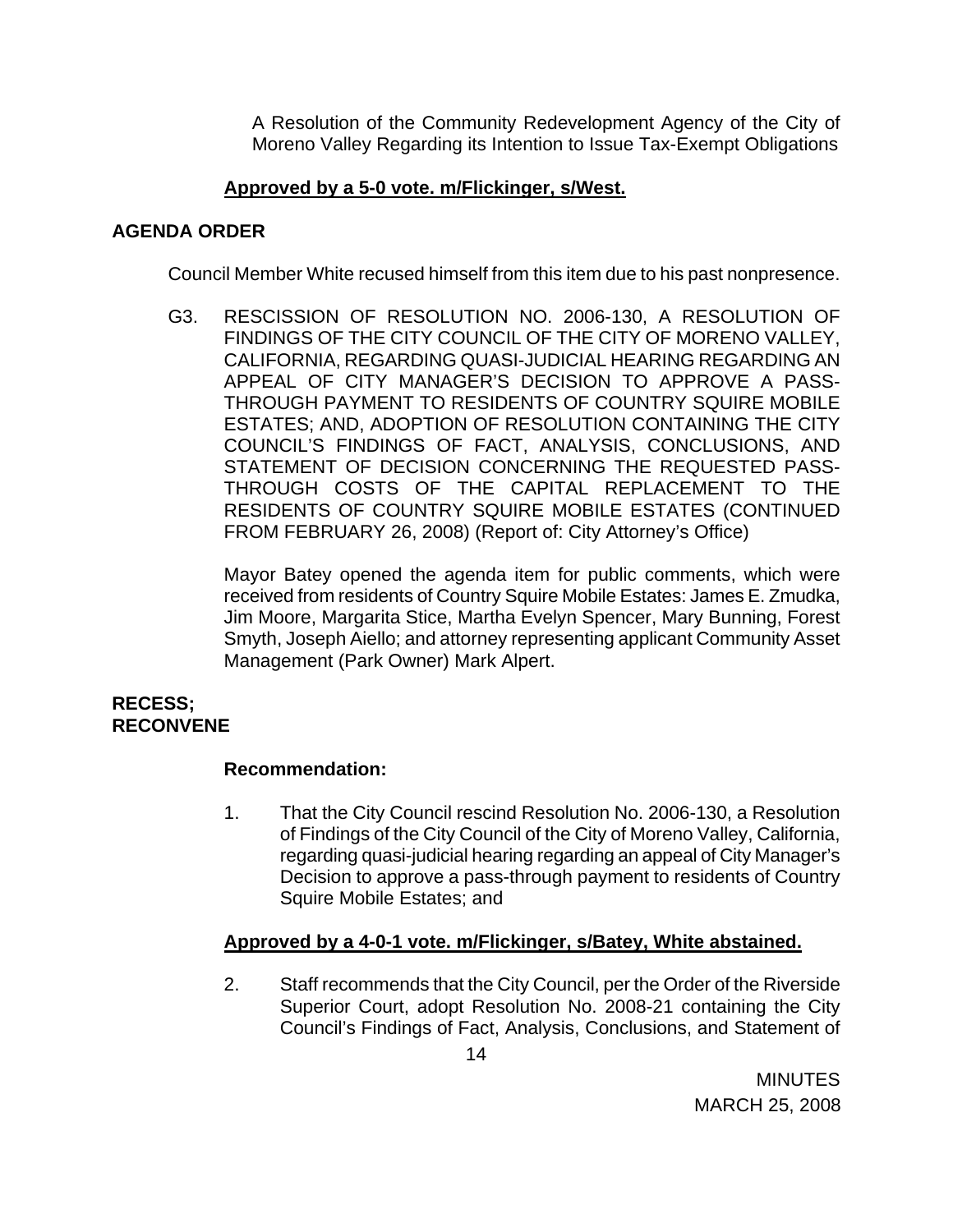A Resolution of the Community Redevelopment Agency of the City of Moreno Valley Regarding its Intention to Issue Tax-Exempt Obligations

**Approved by a 5-0 vote. m/Flickinger, s/West.**

**AGENDA ORDER**

Council Member White recused himself from this item due to his past nonpresence.

G3. RESCISSION OF RESOLUTION NO. 2006-130, A RESOLUTION OF FINDINGS OF THE CITY COUNCIL OF THE CITY OF MORENO VALLEY, CALIFORNIA, REGARDING QUASI-JUDICIAL HEARING REGARDING AN APPEAL OF CITY MANAGER'S DECISION TO APPROVE A PASS-THROUGH PAYMENT TO RESIDENTS OF COUNTRY SQUIRE MOBILE ESTATES; AND, ADOPTION OF RESOLUTION CONTAINING THE CITY COUNCIL'S FINDINGS OF FACT, ANALYSIS, CONCLUSIONS, AND STATEMENT OF DECISION CONCERNING THE REQUESTED PASS-THROUGH COSTS OF THE CAPITAL REPLACEMENT TO THE RESIDENTS OF COUNTRY SQUIRE MOBILE ESTATES (CONTINUED FROM FEBRUARY 26, 2008) (Report of: City Attorney's Office)

Mayor Batey opened the agenda item for public comments, which were received from residents of Country Squire Mobile Estates: James E. Zmudka, Jim Moore, Margarita Stice, Martha Evelyn Spencer, Mary Bunning, Forest Smyth, Joseph Aiello; and attorney representing applicant Community Asset Management (Park Owner) Mark Alpert.

**RECESS; RECONVENE**

**Recommendation:**

1. That the City Council rescind Resolution No. 2006-130, a Resolution of Findings of the City Council of the City of Moreno Valley, California, regarding quasi-judicial hearing regarding an appeal of City Manager's Decision to approve a pass-through payment to residents of Country Squire Mobile Estates; and

**Approved by a 4-0-1 vote. m/Flickinger, s/Batey, White abstained.**

2. Staff recommends that the City Council, per the Order of the Riverside Superior Court, adopt Resolution No. 2008-21 containing the City Council's Findings of Fact, Analysis, Conclusions, and Statement of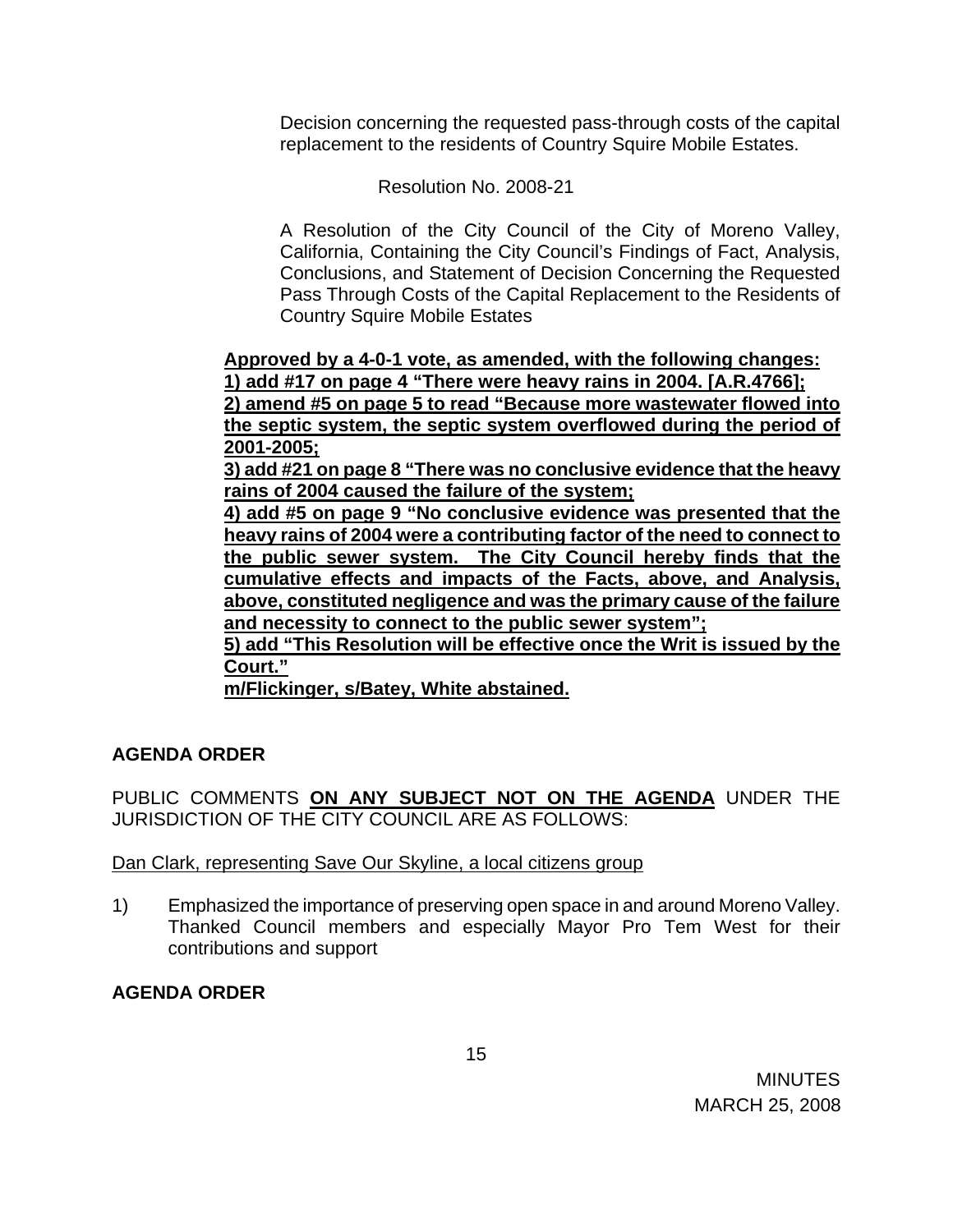Decision concerning the requested pass-through costs of the capital replacement to the residents of Country Squire Mobile Estates.

Resolution No. 2008-21

A Resolution of the City Council of the City of Moreno Valley, California, Containing the City Council's Findings of Fact, Analysis, Conclusions, and Statement of Decision Concerning the Requested Pass Through Costs of the Capital Replacement to the Residents of Country Squire Mobile Estates

**<u>Approved by a 4-0-1 vote, as amended, with the following changes: 1) add #17 on page 4 "There were heavy rains in 2004. [A.R.4766]; 2) amend #5 on page 5 to read "Because more wastewater flowed into the septic system, the septic system overflowed during the period of 2001-2005; 3) add #21 on page 8 "There was no conclusive evidence that the heavy rains of 2004 caused the failure of the system; 4) add #5 on page 9 "No conclusive evidence was presented that the heavy rains of 2004 were a contributing factor of the need to connect to the public sewer system. The City Council hereby finds that the cumulative effects and impacts of the Facts, above, and Analysis, above, constituted negligence and was the primary cause of the failure and necessity to connect to the public sewer system"; 5) add "This Resolution will be effective once the Writ is issued by the Court." m/Flickinger, s/Batey, White abstained.</u>**

**AGENDA ORDER**

PUBLIC COMMENTS **<u>ON ANY SUBJECT NOT ON THE AGENDA</u>** UNDER THE JURISDICTION OF THE CITY COUNCIL ARE AS FOLLOWS:

<u>Dan Clark, representing Save Our Skyline, a local citizens group</u>

1) Emphasized the importance of preserving open space in and around Moreno Valley. Thanked Council members and especially Mayor Pro Tem West for their contributions and support

**AGENDA ORDER**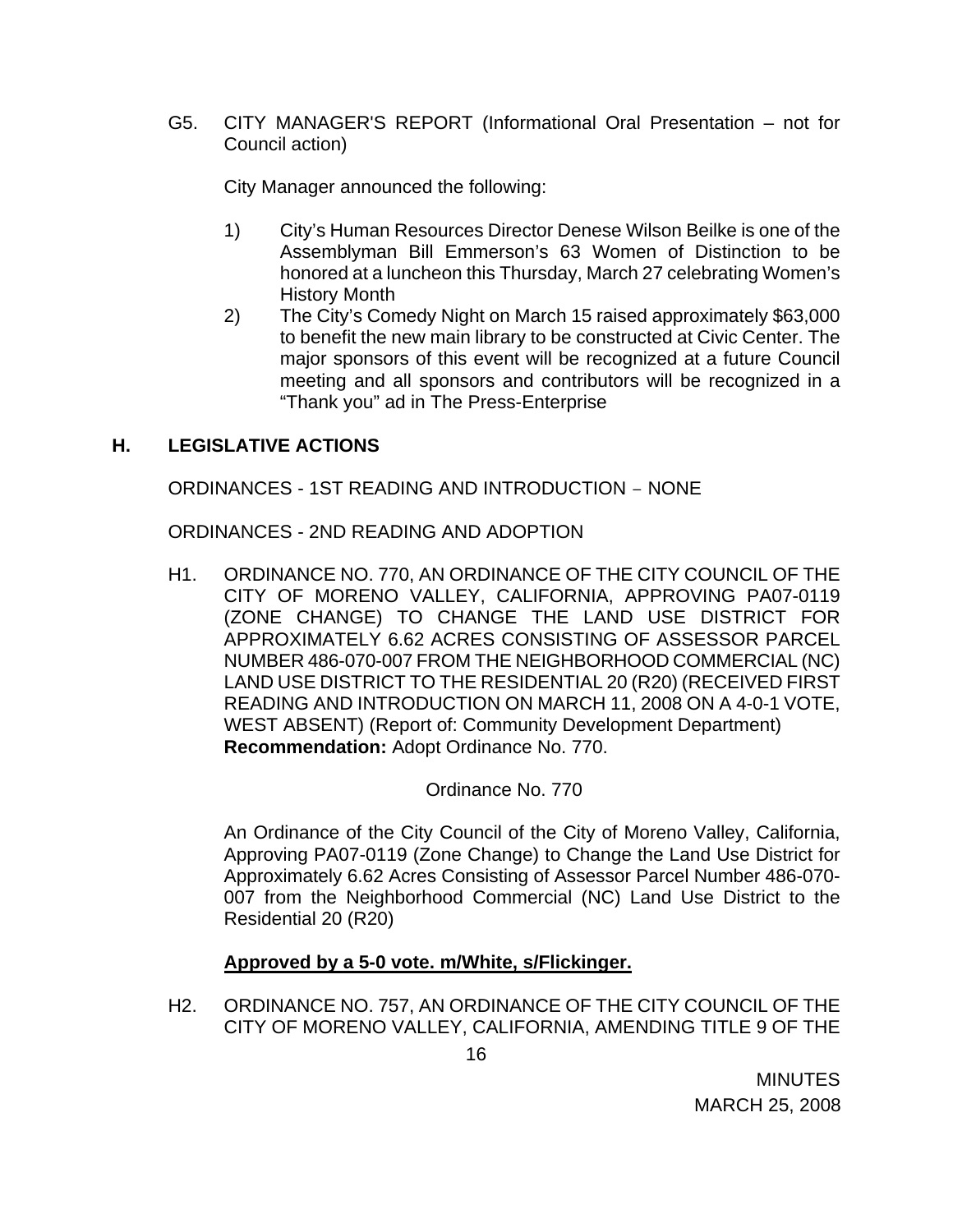G5. CITY MANAGER'S REPORT (Informational Oral Presentation – not for Council action)

City Manager announced the following:

1) City's Human Resources Director Denese Wilson Beilke is one of the Assemblyman Bill Emmerson's 63 Women of Distinction to be honored at a luncheon this Thursday, March 27 celebrating Women's History Month
2) The City's Comedy Night on March 15 raised approximately $63,000 to benefit the new main library to be constructed at Civic Center. The major sponsors of this event will be recognized at a future Council meeting and all sponsors and contributors will be recognized in a "Thank you" ad in The Press-Enterprise

## H. LEGISLATIVE ACTIONS

ORDINANCES - 1ST READING AND INTRODUCTION – NONE

ORDINANCES - 2ND READING AND ADOPTION

H1. ORDINANCE NO. 770, AN ORDINANCE OF THE CITY COUNCIL OF THE CITY OF MORENO VALLEY, CALIFORNIA, APPROVING PA07-0119 (ZONE CHANGE) TO CHANGE THE LAND USE DISTRICT FOR APPROXIMATELY 6.62 ACRES CONSISTING OF ASSESSOR PARCEL NUMBER 486-070-007 FROM THE NEIGHBORHOOD COMMERCIAL (NC) LAND USE DISTRICT TO THE RESIDENTIAL 20 (R20) (RECEIVED FIRST READING AND INTRODUCTION ON MARCH 11, 2008 ON A 4-0-1 VOTE, WEST ABSENT) (Report of: Community Development Department) **Recommendation:** Adopt Ordinance No. 770.

Ordinance No. 770

An Ordinance of the City Council of the City of Moreno Valley, California, Approving PA07-0119 (Zone Change) to Change the Land Use District for Approximately 6.62 Acres Consisting of Assessor Parcel Number 486-070-007 from the Neighborhood Commercial (NC) Land Use District to the Residential 20 (R20)

**Approved by a 5-0 vote. m/White, s/Flickinger.**

H2. ORDINANCE NO. 757, AN ORDINANCE OF THE CITY COUNCIL OF THE CITY OF MORENO VALLEY, CALIFORNIA, AMENDING TITLE 9 OF THE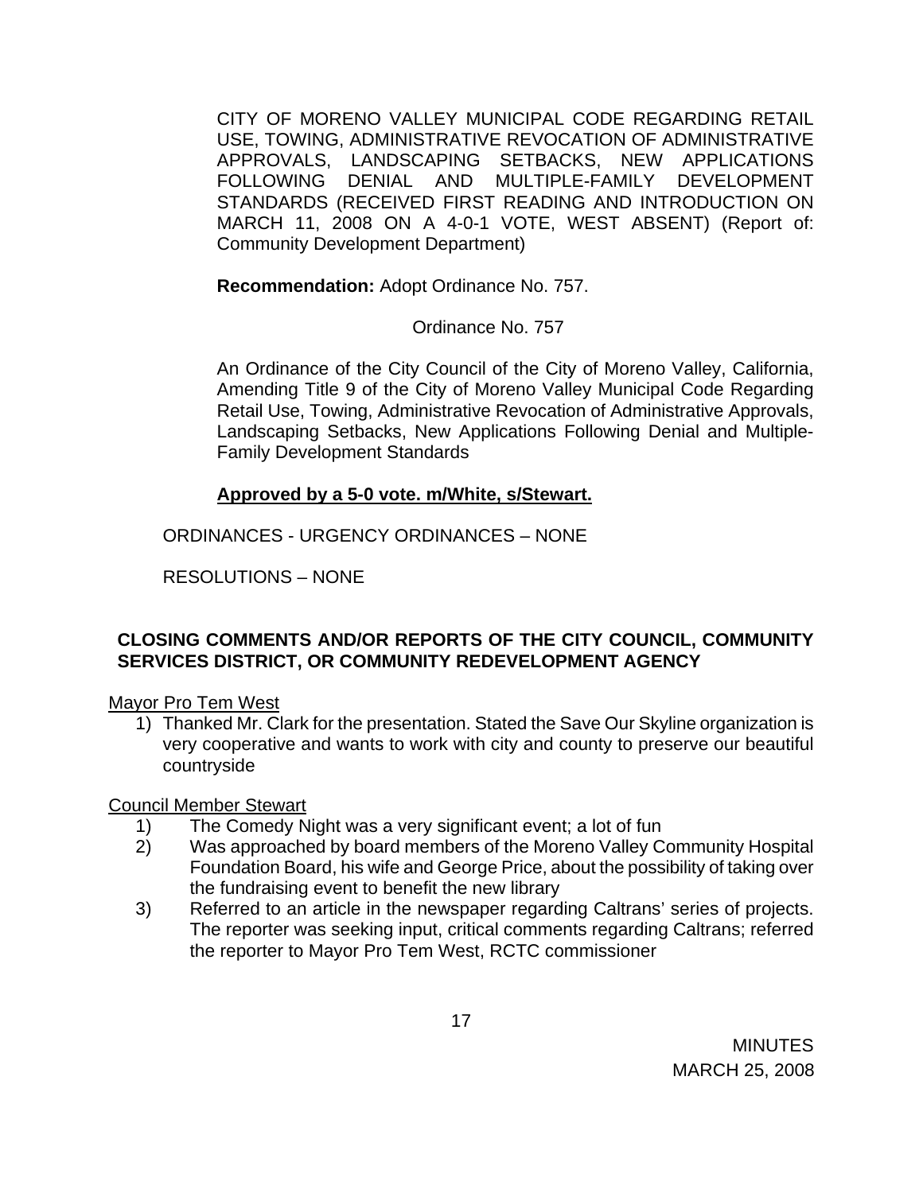CITY OF MORENO VALLEY MUNICIPAL CODE REGARDING RETAIL USE, TOWING, ADMINISTRATIVE REVOCATION OF ADMINISTRATIVE APPROVALS, LANDSCAPING SETBACKS, NEW APPLICATIONS FOLLOWING DENIAL AND MULTIPLE-FAMILY DEVELOPMENT STANDARDS (RECEIVED FIRST READING AND INTRODUCTION ON MARCH 11, 2008 ON A 4-0-1 VOTE, WEST ABSENT) (Report of: Community Development Department)

**Recommendation:** Adopt Ordinance No. 757.

Ordinance No. 757

An Ordinance of the City Council of the City of Moreno Valley, California, Amending Title 9 of the City of Moreno Valley Municipal Code Regarding Retail Use, Towing, Administrative Revocation of Administrative Approvals, Landscaping Setbacks, New Applications Following Denial and Multiple-Family Development Standards

**Approved by a 5-0 vote. m/White, s/Stewart.**

ORDINANCES - URGENCY ORDINANCES – NONE

RESOLUTIONS – NONE

## CLOSING COMMENTS AND/OR REPORTS OF THE CITY COUNCIL, COMMUNITY SERVICES DISTRICT, OR COMMUNITY REDEVELOPMENT AGENCY

Mayor Pro Tem West

1) Thanked Mr. Clark for the presentation. Stated the Save Our Skyline organization is very cooperative and wants to work with city and county to preserve our beautiful countryside

Council Member Stewart

1) The Comedy Night was a very significant event; a lot of fun
2) Was approached by board members of the Moreno Valley Community Hospital Foundation Board, his wife and George Price, about the possibility of taking over the fundraising event to benefit the new library
3) Referred to an article in the newspaper regarding Caltrans' series of projects. The reporter was seeking input, critical comments regarding Caltrans; referred the reporter to Mayor Pro Tem West, RCTC commissioner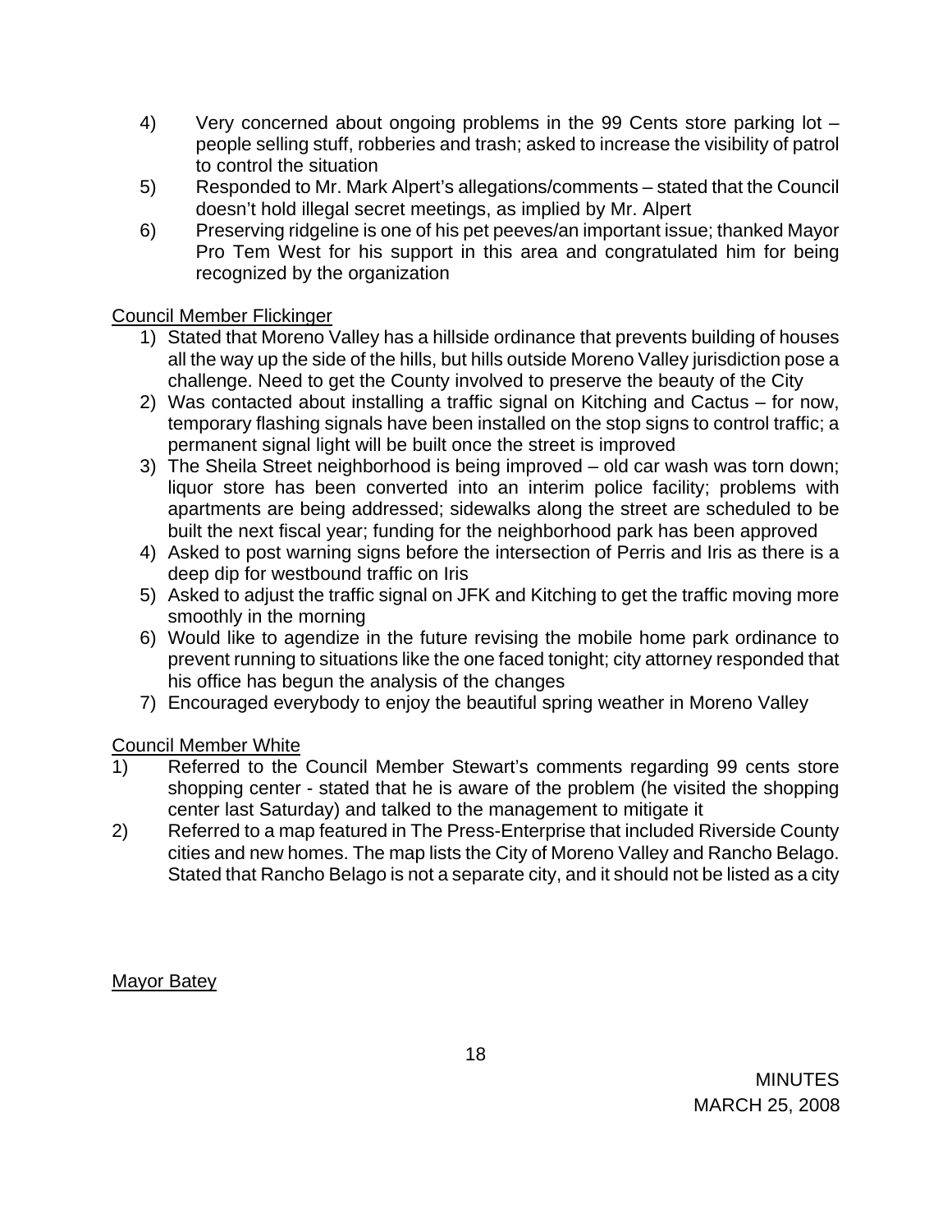4) Very concerned about ongoing problems in the 99 Cents store parking lot – people selling stuff, robberies and trash; asked to increase the visibility of patrol to control the situation
5) Responded to Mr. Mark Alpert's allegations/comments – stated that the Council doesn't hold illegal secret meetings, as implied by Mr. Alpert
6) Preserving ridgeline is one of his pet peeves/an important issue; thanked Mayor Pro Tem West for his support in this area and congratulated him for being recognized by the organization

Council Member Flickinger

1) Stated that Moreno Valley has a hillside ordinance that prevents building of houses all the way up the side of the hills, but hills outside Moreno Valley jurisdiction pose a challenge. Need to get the County involved to preserve the beauty of the City
2) Was contacted about installing a traffic signal on Kitching and Cactus – for now, temporary flashing signals have been installed on the stop signs to control traffic; a permanent signal light will be built once the street is improved
3) The Sheila Street neighborhood is being improved – old car wash was torn down; liquor store has been converted into an interim police facility; problems with apartments are being addressed; sidewalks along the street are scheduled to be built the next fiscal year; funding for the neighborhood park has been approved
4) Asked to post warning signs before the intersection of Perris and Iris as there is a deep dip for westbound traffic on Iris
5) Asked to adjust the traffic signal on JFK and Kitching to get the traffic moving more smoothly in the morning
6) Would like to agendize in the future revising the mobile home park ordinance to prevent running to situations like the one faced tonight; city attorney responded that his office has begun the analysis of the changes
7) Encouraged everybody to enjoy the beautiful spring weather in Moreno Valley

Council Member White

1) Referred to the Council Member Stewart's comments regarding 99 cents store shopping center - stated that he is aware of the problem (he visited the shopping center last Saturday) and talked to the management to mitigate it
2) Referred to a map featured in The Press-Enterprise that included Riverside County cities and new homes. The map lists the City of Moreno Valley and Rancho Belago. Stated that Rancho Belago is not a separate city, and it should not be listed as a city

Mayor Batey

MINUTES
MARCH 25, 2008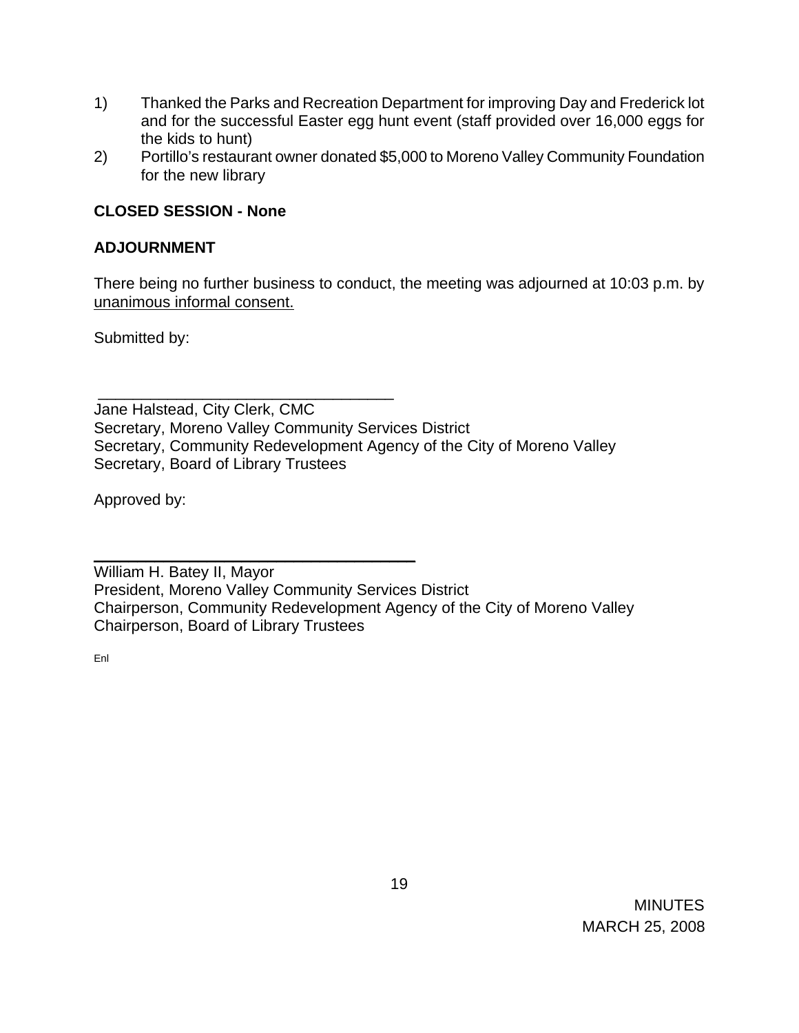1) Thanked the Parks and Recreation Department for improving Day and Frederick lot and for the successful Easter egg hunt event (staff provided over 16,000 eggs for the kids to hunt)
2) Portillo's restaurant owner donated $5,000 to Moreno Valley Community Foundation for the new library

**CLOSED SESSION - None**

**ADJOURNMENT**

There being no further business to conduct, the meeting was adjourned at 10:03 p.m. by unanimous informal consent.

Submitted by:

\_\_\_\_\_\_\_\_\_\_\_\_\_\_\_\_\_\_\_\_\_\_\_\_\_\_\_\_\_\_\_\_\_\_\_

Jane Halstead, City Clerk, CMC
Secretary, Moreno Valley Community Services District
Secretary, Community Redevelopment Agency of the City of Moreno Valley
Secretary, Board of Library Trustees

Approved by:

\_\_\_\_\_\_\_\_\_\_\_\_\_\_\_\_\_\_\_\_\_\_\_\_\_\_\_\_\_\_\_\_\_\_\_

William H. Batey II, Mayor
President, Moreno Valley Community Services District
Chairperson, Community Redevelopment Agency of the City of Moreno Valley
Chairperson, Board of Library Trustees

Enl